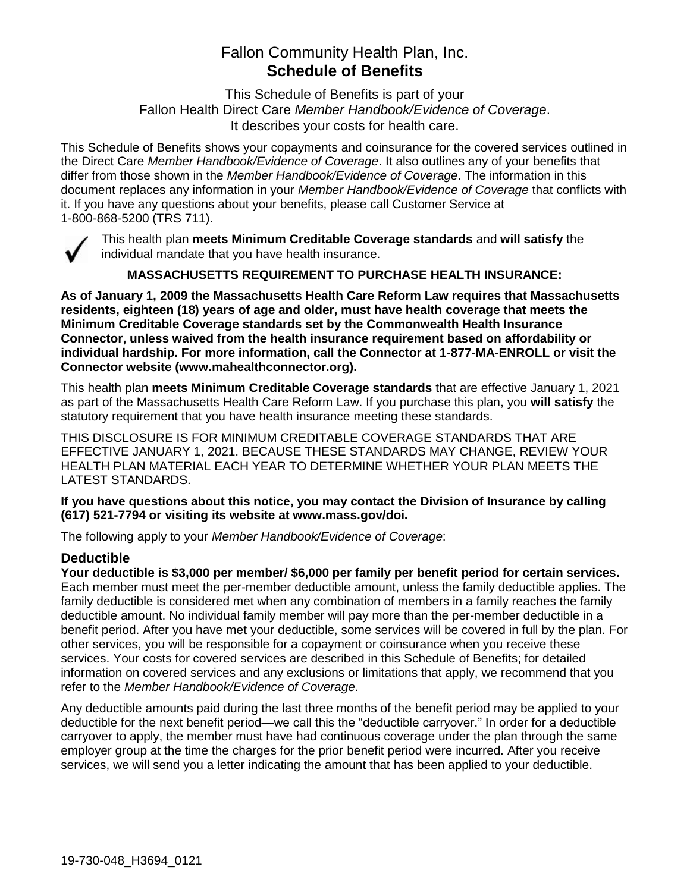# Fallon Community Health Plan, Inc.
# **Schedule of Benefits**

This Schedule of Benefits is part of your
Fallon Health Direct Care *Member Handbook/Evidence of Coverage*.
It describes your costs for health care.

This Schedule of Benefits shows your copayments and coinsurance for the covered services outlined in the Direct Care *Member Handbook/Evidence of Coverage*. It also outlines any of your benefits that differ from those shown in the *Member Handbook/Evidence of Coverage*. The information in this document replaces any information in your *Member Handbook/Evidence of Coverage* that conflicts with it. If you have any questions about your benefits, please call Customer Service at 1-800-868-5200 (TRS 711).

✓ This health plan **meets Minimum Creditable Coverage standards** and **will satisfy** the individual mandate that you have health insurance.

**MASSACHUSETTS REQUIREMENT TO PURCHASE HEALTH INSURANCE:**

**As of January 1, 2009 the Massachusetts Health Care Reform Law requires that Massachusetts residents, eighteen (18) years of age and older, must have health coverage that meets the Minimum Creditable Coverage standards set by the Commonwealth Health Insurance Connector, unless waived from the health insurance requirement based on affordability or individual hardship. For more information, call the Connector at 1-877-MA-ENROLL or visit the Connector website (www.mahealthconnector.org).**

This health plan **meets Minimum Creditable Coverage standards** that are effective January 1, 2021 as part of the Massachusetts Health Care Reform Law. If you purchase this plan, you **will satisfy** the statutory requirement that you have health insurance meeting these standards.

THIS DISCLOSURE IS FOR MINIMUM CREDITABLE COVERAGE STANDARDS THAT ARE EFFECTIVE JANUARY 1, 2021. BECAUSE THESE STANDARDS MAY CHANGE, REVIEW YOUR HEALTH PLAN MATERIAL EACH YEAR TO DETERMINE WHETHER YOUR PLAN MEETS THE LATEST STANDARDS.

**If you have questions about this notice, you may contact the Division of Insurance by calling (617) 521-7794 or visiting its website at www.mass.gov/doi.**

The following apply to your *Member Handbook/Evidence of Coverage*:

## Deductible

**Your deductible is $3,000 per member/ $6,000 per family per benefit period for certain services.** Each member must meet the per-member deductible amount, unless the family deductible applies. The family deductible is considered met when any combination of members in a family reaches the family deductible amount. No individual family member will pay more than the per-member deductible in a benefit period. After you have met your deductible, some services will be covered in full by the plan. For other services, you will be responsible for a copayment or coinsurance when you receive these services. Your costs for covered services are described in this Schedule of Benefits; for detailed information on covered services and any exclusions or limitations that apply, we recommend that you refer to the *Member Handbook/Evidence of Coverage*.

Any deductible amounts paid during the last three months of the benefit period may be applied to your deductible for the next benefit period—we call this the "deductible carryover." In order for a deductible carryover to apply, the member must have had continuous coverage under the plan through the same employer group at the time the charges for the prior benefit period were incurred. After you receive services, we will send you a letter indicating the amount that has been applied to your deductible.

19-730-048_H3694_0121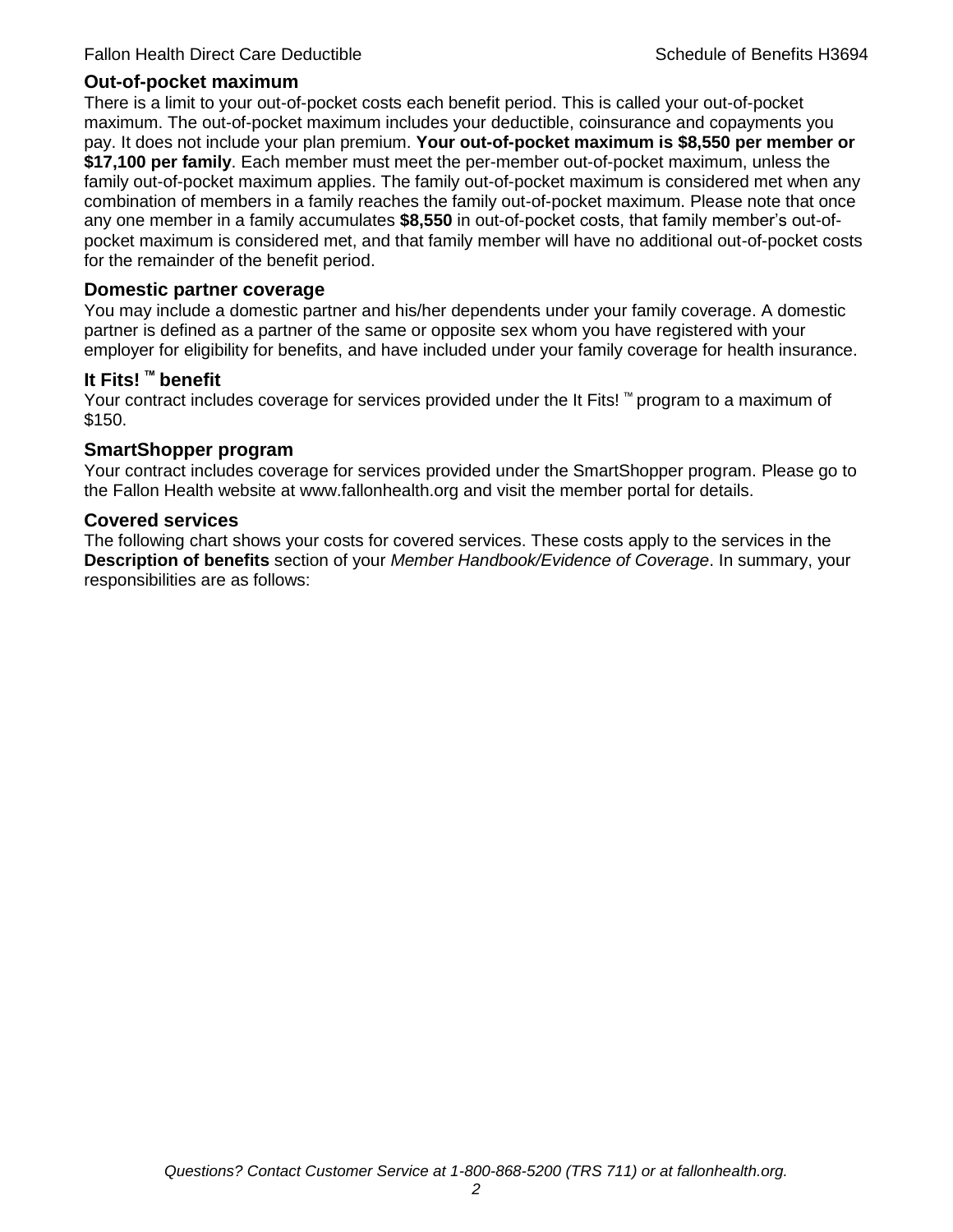## Out-of-pocket maximum

There is a limit to your out-of-pocket costs each benefit period. This is called your out-of-pocket maximum. The out-of-pocket maximum includes your deductible, coinsurance and copayments you pay. It does not include your plan premium. **Your out-of-pocket maximum is $8,550 per member or $17,100 per family**. Each member must meet the per-member out-of-pocket maximum, unless the family out-of-pocket maximum applies. The family out-of-pocket maximum is considered met when any combination of members in a family reaches the family out-of-pocket maximum. Please note that once any one member in a family accumulates **$8,550** in out-of-pocket costs, that family member's out-of-pocket maximum is considered met, and that family member will have no additional out-of-pocket costs for the remainder of the benefit period.

## Domestic partner coverage

You may include a domestic partner and his/her dependents under your family coverage. A domestic partner is defined as a partner of the same or opposite sex whom you have registered with your employer for eligibility for benefits, and have included under your family coverage for health insurance.

## It Fits! ™ benefit

Your contract includes coverage for services provided under the It Fits! ™ program to a maximum of $150.

## SmartShopper program

Your contract includes coverage for services provided under the SmartShopper program. Please go to the Fallon Health website at www.fallonhealth.org and visit the member portal for details.

## Covered services

The following chart shows your costs for covered services. These costs apply to the services in the **Description of benefits** section of your *Member Handbook/Evidence of Coverage*. In summary, your responsibilities are as follows: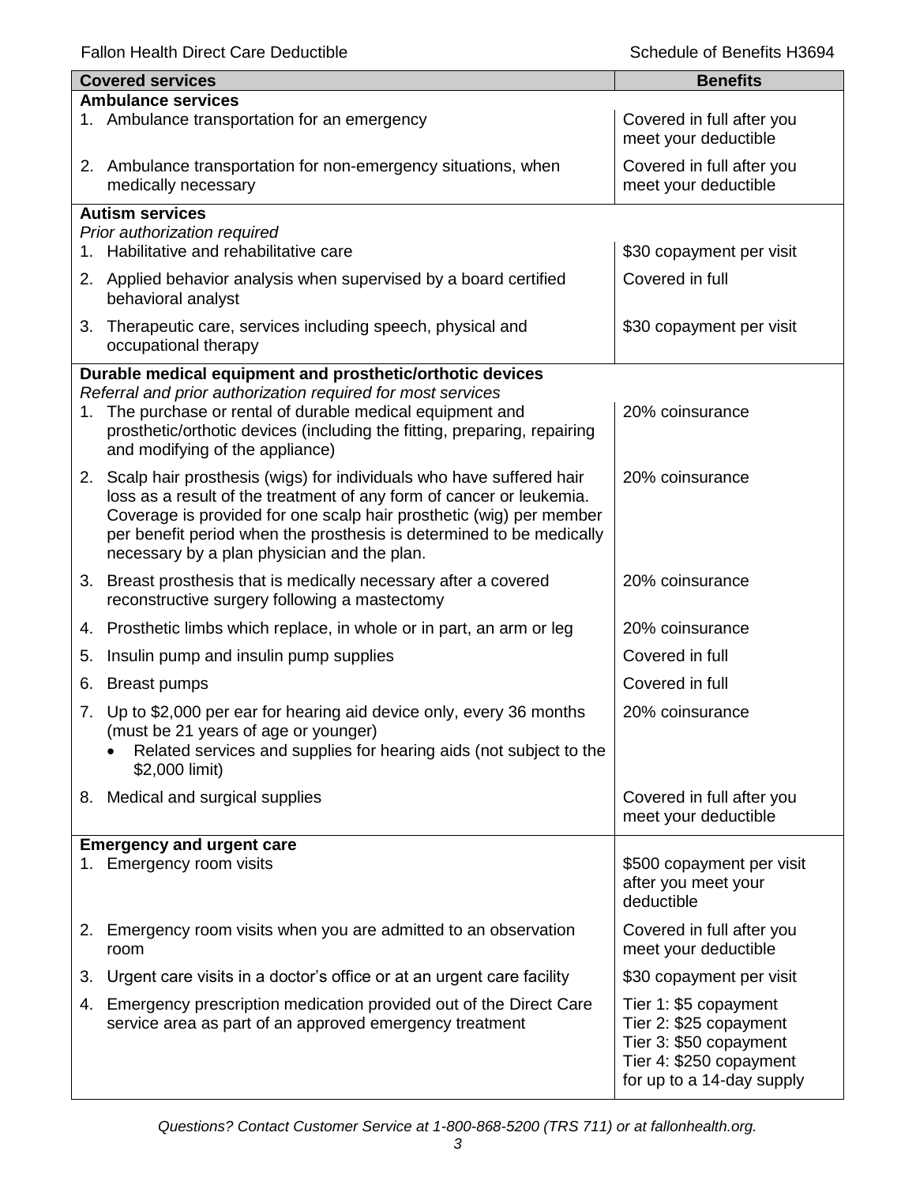| Covered services | Benefits |
|---|---|
| **Ambulance services** | |
| 1. Ambulance transportation for an emergency | Covered in full after you meet your deductible |
| 2. Ambulance transportation for non-emergency situations, when medically necessary | Covered in full after you meet your deductible |
| **Autism services**<br>*Prior authorization required* | |
| 1. Habilitative and rehabilitative care | $30 copayment per visit |
| 2. Applied behavior analysis when supervised by a board certified behavioral analyst | Covered in full |
| 3. Therapeutic care, services including speech, physical and occupational therapy | $30 copayment per visit |
| **Durable medical equipment and prosthetic/orthotic devices**<br>*Referral and prior authorization required for most services* | |
| 1. The purchase or rental of durable medical equipment and prosthetic/orthotic devices (including the fitting, preparing, repairing and modifying of the appliance) | 20% coinsurance |
| 2. Scalp hair prosthesis (wigs) for individuals who have suffered hair loss as a result of the treatment of any form of cancer or leukemia. Coverage is provided for one scalp hair prosthetic (wig) per member per benefit period when the prosthesis is determined to be medically necessary by a plan physician and the plan. | 20% coinsurance |
| 3. Breast prosthesis that is medically necessary after a covered reconstructive surgery following a mastectomy | 20% coinsurance |
| 4. Prosthetic limbs which replace, in whole or in part, an arm or leg | 20% coinsurance |
| 5. Insulin pump and insulin pump supplies | Covered in full |
| 6. Breast pumps | Covered in full |
| 7. Up to $2,000 per ear for hearing aid device only, every 36 months (must be 21 years of age or younger)<br>• Related services and supplies for hearing aids (not subject to the $2,000 limit) | 20% coinsurance |
| 8. Medical and surgical supplies | Covered in full after you meet your deductible |
| **Emergency and urgent care** | |
| 1. Emergency room visits | $500 copayment per visit after you meet your deductible |
| 2. Emergency room visits when you are admitted to an observation room | Covered in full after you meet your deductible |
| 3. Urgent care visits in a doctor's office or at an urgent care facility | $30 copayment per visit |
| 4. Emergency prescription medication provided out of the Direct Care service area as part of an approved emergency treatment | Tier 1: $5 copayment<br>Tier 2: $25 copayment<br>Tier 3: $50 copayment<br>Tier 4: $250 copayment<br>for up to a 14-day supply |

*Questions? Contact Customer Service at 1-800-868-5200 (TRS 711) or at fallonhealth.org.*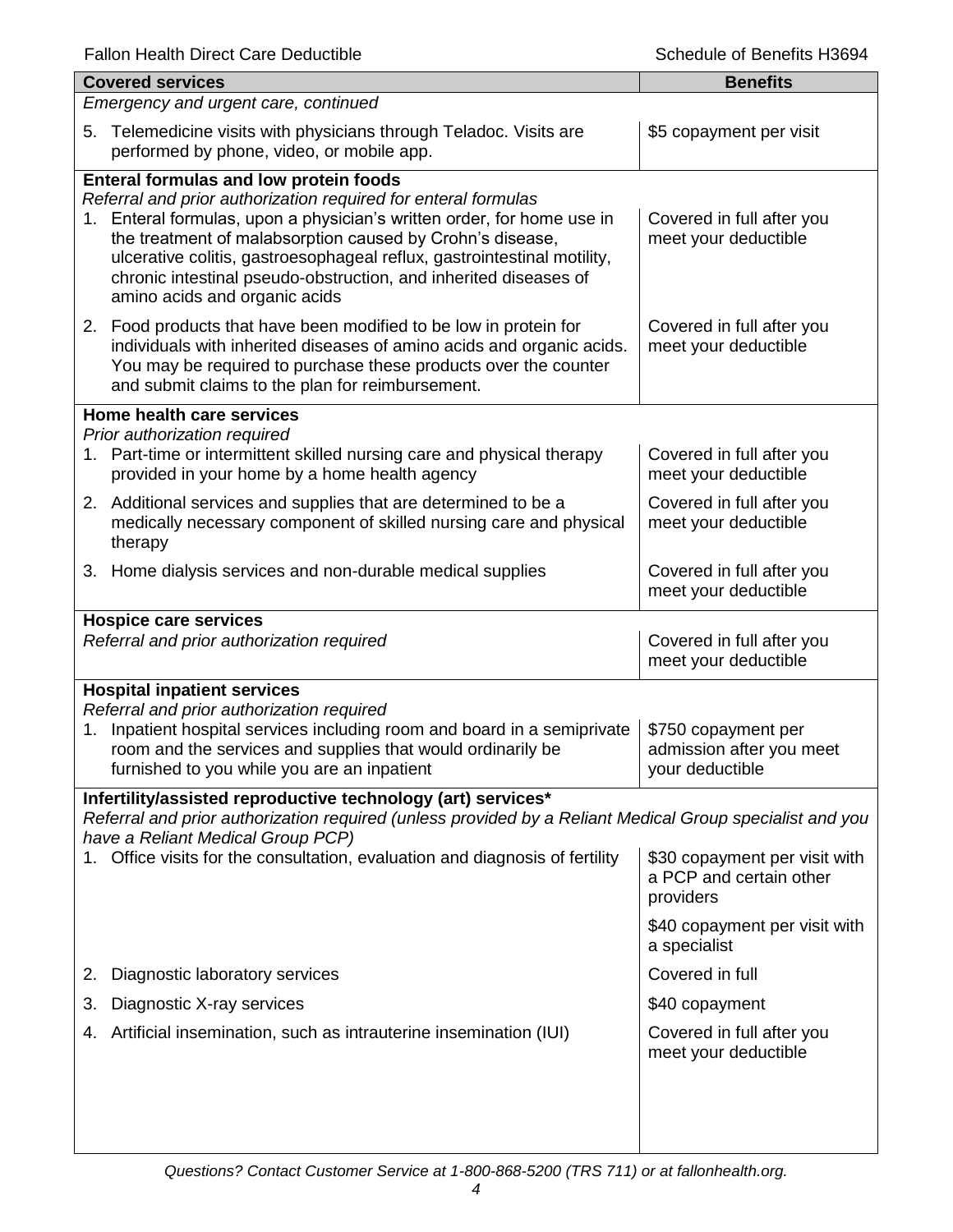| Covered services | Benefits |
| --- | --- |
| *Emergency and urgent care, continued* | |
| 5. Telemedicine visits with physicians through Teladoc. Visits are performed by phone, video, or mobile app. | $5 copayment per visit |
| **Enteral formulas and low protein foods**<br>*Referral and prior authorization required for enteral formulas* | |
| 1. Enteral formulas, upon a physician's written order, for home use in the treatment of malabsorption caused by Crohn's disease, ulcerative colitis, gastroesophageal reflux, gastrointestinal motility, chronic intestinal pseudo-obstruction, and inherited diseases of amino acids and organic acids | Covered in full after you meet your deductible |
| 2. Food products that have been modified to be low in protein for individuals with inherited diseases of amino acids and organic acids. You may be required to purchase these products over the counter and submit claims to the plan for reimbursement. | Covered in full after you meet your deductible |
| **Home health care services**<br>*Prior authorization required* | |
| 1. Part-time or intermittent skilled nursing care and physical therapy provided in your home by a home health agency | Covered in full after you meet your deductible |
| 2. Additional services and supplies that are determined to be a medically necessary component of skilled nursing care and physical therapy | Covered in full after you meet your deductible |
| 3. Home dialysis services and non-durable medical supplies | Covered in full after you meet your deductible |
| **Hospice care services**<br>*Referral and prior authorization required* | Covered in full after you meet your deductible |
| **Hospital inpatient services**<br>*Referral and prior authorization required* | |
| 1. Inpatient hospital services including room and board in a semiprivate room and the services and supplies that would ordinarily be furnished to you while you are an inpatient | $750 copayment per admission after you meet your deductible |
| **Infertility/assisted reproductive technology (art) services***<br>*Referral and prior authorization required (unless provided by a Reliant Medical Group specialist and you have a Reliant Medical Group PCP)* | |
| 1. Office visits for the consultation, evaluation and diagnosis of fertility | $30 copayment per visit with a PCP and certain other providers<br><br>$40 copayment per visit with a specialist |
| 2. Diagnostic laboratory services | Covered in full |
| 3. Diagnostic X-ray services | $40 copayment |
| 4. Artificial insemination, such as intrauterine insemination (IUI) | Covered in full after you meet your deductible |

*Questions? Contact Customer Service at 1-800-868-5200 (TRS 711) or at fallonhealth.org.*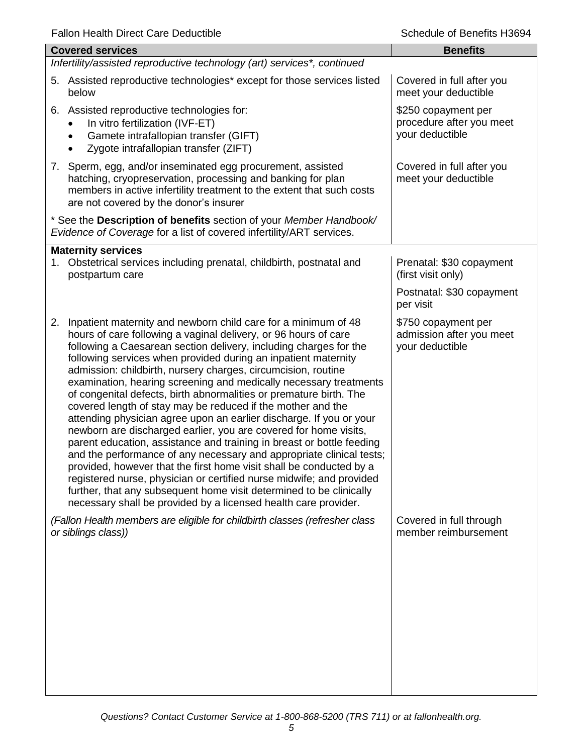| Covered services | Benefits |
|---|---|
| *Infertility/assisted reproductive technology (art) services*, continued* | |
| 5. Assisted reproductive technologies* except for those services listed below | Covered in full after you meet your deductible |
| 6. Assisted reproductive technologies for:<br>• In vitro fertilization (IVF-ET)<br>• Gamete intrafallopian transfer (GIFT)<br>• Zygote intrafallopian transfer (ZIFT) | $250 copayment per procedure after you meet your deductible |
| 7. Sperm, egg, and/or inseminated egg procurement, assisted hatching, cryopreservation, processing and banking for plan members in active infertility treatment to the extent that such costs are not covered by the donor's insurer | Covered in full after you meet your deductible |
| * See the **Description of benefits** section of your *Member Handbook/ Evidence of Coverage* for a list of covered infertility/ART services. | |
| **Maternity services** | |
| 1. Obstetrical services including prenatal, childbirth, postnatal and postpartum care | Prenatal: $30 copayment (first visit only)<br><br>Postnatal: $30 copayment per visit |
| 2. Inpatient maternity and newborn child care for a minimum of 48 hours of care following a vaginal delivery, or 96 hours of care following a Caesarean section delivery, including charges for the following services when provided during an inpatient maternity admission: childbirth, nursery charges, circumcision, routine examination, hearing screening and medically necessary treatments of congenital defects, birth abnormalities or premature birth. The covered length of stay may be reduced if the mother and the attending physician agree upon an earlier discharge. If you or your newborn are discharged earlier, you are covered for home visits, parent education, assistance and training in breast or bottle feeding and the performance of any necessary and appropriate clinical tests; provided, however that the first home visit shall be conducted by a registered nurse, physician or certified nurse midwife; and provided further, that any subsequent home visit determined to be clinically necessary shall be provided by a licensed health care provider. | $750 copayment per admission after you meet your deductible |
| *(Fallon Health members are eligible for childbirth classes (refresher class or siblings class))* | Covered in full through member reimbursement |

*Questions? Contact Customer Service at 1-800-868-5200 (TRS 711) or at fallonhealth.org.*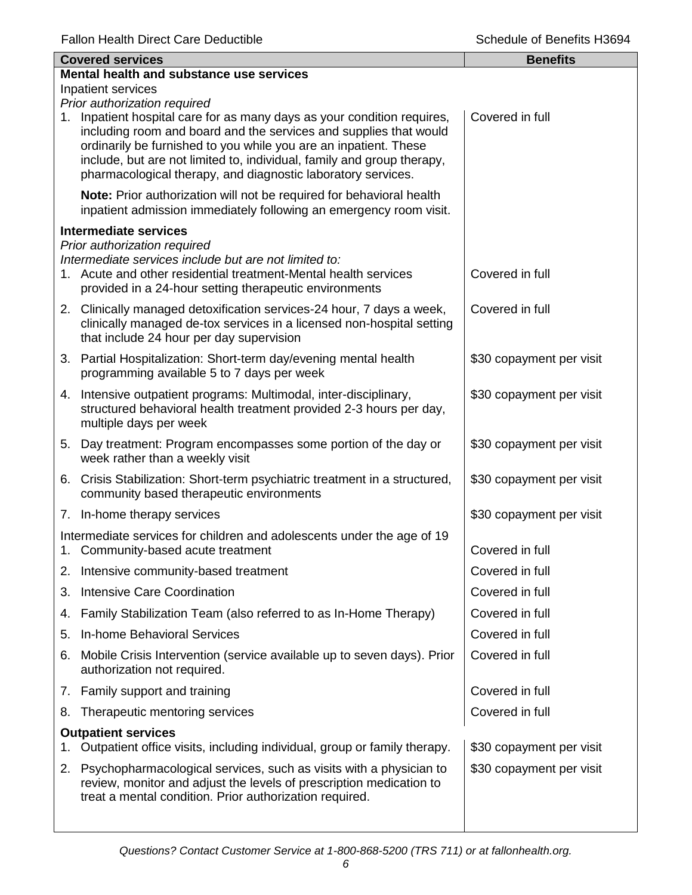| Covered services | Benefits |
| --- | --- |
| **Mental health and substance use services** | |
| Inpatient services | |
| *Prior authorization required* | |
| 1. Inpatient hospital care for as many days as your condition requires, including room and board and the services and supplies that would ordinarily be furnished to you while you are an inpatient. These include, but are not limited to, individual, family and group therapy, pharmacological therapy, and diagnostic laboratory services. | Covered in full |
| **Note:** Prior authorization will not be required for behavioral health inpatient admission immediately following an emergency room visit. | |
| **Intermediate services** | |
| *Prior authorization required* | |
| *Intermediate services include but are not limited to:* | |
| 1. Acute and other residential treatment-Mental health services provided in a 24-hour setting therapeutic environments | Covered in full |
| 2. Clinically managed detoxification services-24 hour, 7 days a week, clinically managed de-tox services in a licensed non-hospital setting that include 24 hour per day supervision | Covered in full |
| 3. Partial Hospitalization: Short-term day/evening mental health programming available 5 to 7 days per week | $30 copayment per visit |
| 4. Intensive outpatient programs: Multimodal, inter-disciplinary, structured behavioral health treatment provided 2-3 hours per day, multiple days per week | $30 copayment per visit |
| 5. Day treatment: Program encompasses some portion of the day or week rather than a weekly visit | $30 copayment per visit |
| 6. Crisis Stabilization: Short-term psychiatric treatment in a structured, community based therapeutic environments | $30 copayment per visit |
| 7. In-home therapy services | $30 copayment per visit |
| Intermediate services for children and adolescents under the age of 19 | |
| 1. Community-based acute treatment | Covered in full |
| 2. Intensive community-based treatment | Covered in full |
| 3. Intensive Care Coordination | Covered in full |
| 4. Family Stabilization Team (also referred to as In-Home Therapy) | Covered in full |
| 5. In-home Behavioral Services | Covered in full |
| 6. Mobile Crisis Intervention (service available up to seven days). Prior authorization not required. | Covered in full |
| 7. Family support and training | Covered in full |
| 8. Therapeutic mentoring services | Covered in full |
| **Outpatient services** | |
| 1. Outpatient office visits, including individual, group or family therapy. | $30 copayment per visit |
| 2. Psychopharmacological services, such as visits with a physician to review, monitor and adjust the levels of prescription medication to treat a mental condition. Prior authorization required. | $30 copayment per visit |

*Questions? Contact Customer Service at 1-800-868-5200 (TRS 711) or at fallonhealth.org.*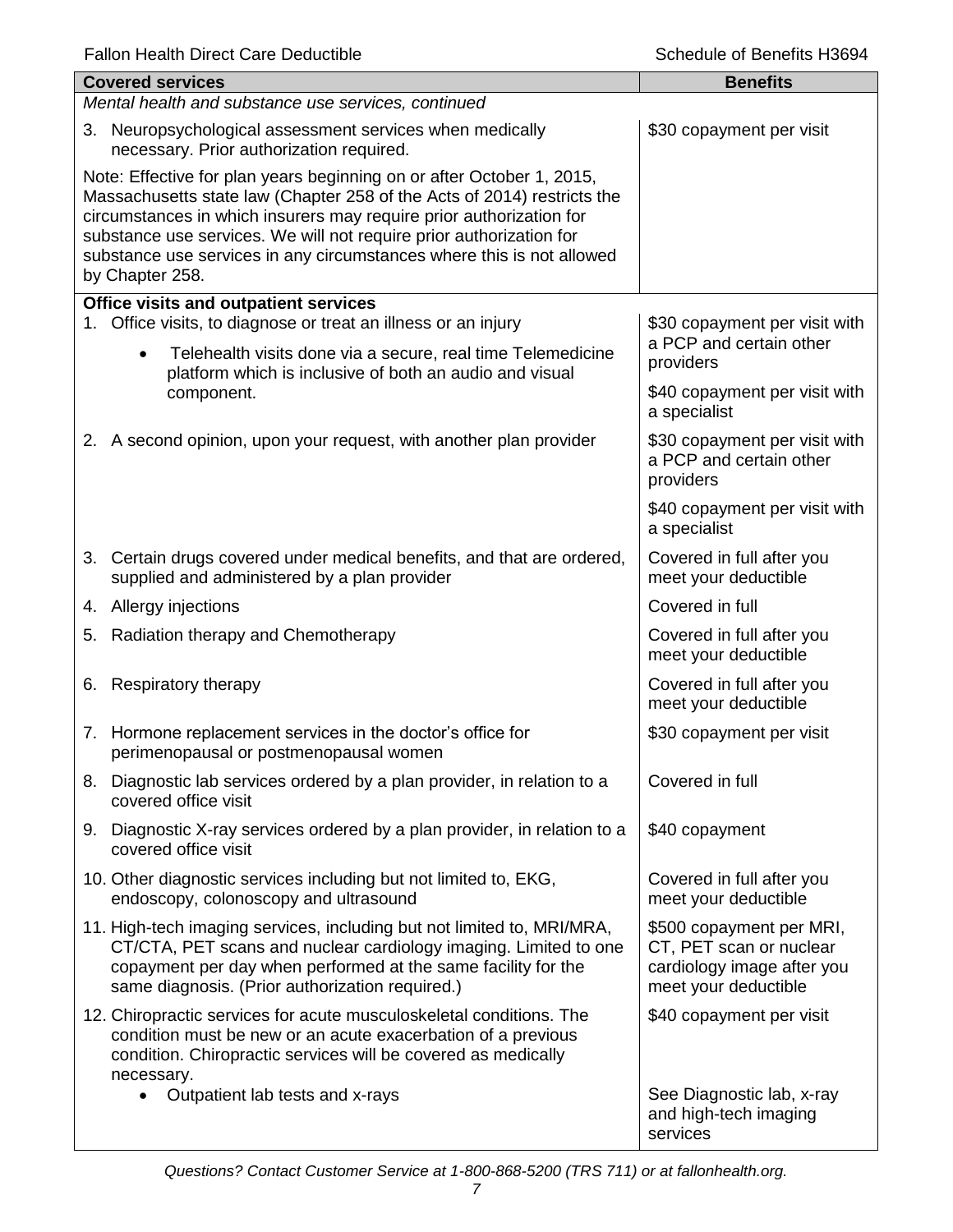| Covered services | Benefits |
|---|---|
| *Mental health and substance use services, continued* | |
| 3. Neuropsychological assessment services when medically necessary. Prior authorization required. | $30 copayment per visit |
| Note: Effective for plan years beginning on or after October 1, 2015, Massachusetts state law (Chapter 258 of the Acts of 2014) restricts the circumstances in which insurers may require prior authorization for substance use services. We will not require prior authorization for substance use services in any circumstances where this is not allowed by Chapter 258. | |
| **Office visits and outpatient services** | |
| 1. Office visits, to diagnose or treat an illness or an injury<br>• Telehealth visits done via a secure, real time Telemedicine platform which is inclusive of both an audio and visual component. | $30 copayment per visit with a PCP and certain other providers<br>$40 copayment per visit with a specialist |
| 2. A second opinion, upon your request, with another plan provider | $30 copayment per visit with a PCP and certain other providers<br>$40 copayment per visit with a specialist |
| 3. Certain drugs covered under medical benefits, and that are ordered, supplied and administered by a plan provider | Covered in full after you meet your deductible |
| 4. Allergy injections | Covered in full |
| 5. Radiation therapy and Chemotherapy | Covered in full after you meet your deductible |
| 6. Respiratory therapy | Covered in full after you meet your deductible |
| 7. Hormone replacement services in the doctor's office for perimenopausal or postmenopausal women | $30 copayment per visit |
| 8. Diagnostic lab services ordered by a plan provider, in relation to a covered office visit | Covered in full |
| 9. Diagnostic X-ray services ordered by a plan provider, in relation to a covered office visit | $40 copayment |
| 10. Other diagnostic services including but not limited to, EKG, endoscopy, colonoscopy and ultrasound | Covered in full after you meet your deductible |
| 11. High-tech imaging services, including but not limited to, MRI/MRA, CT/CTA, PET scans and nuclear cardiology imaging. Limited to one copayment per day when performed at the same facility for the same diagnosis. (Prior authorization required.) | $500 copayment per MRI, CT, PET scan or nuclear cardiology image after you meet your deductible |
| 12. Chiropractic services for acute musculoskeletal conditions. The condition must be new or an acute exacerbation of a previous condition. Chiropractic services will be covered as medically necessary. | $40 copayment per visit |
| • Outpatient lab tests and x-rays | See Diagnostic lab, x-ray and high-tech imaging services |

*Questions? Contact Customer Service at 1-800-868-5200 (TRS 711) or at fallonhealth.org.*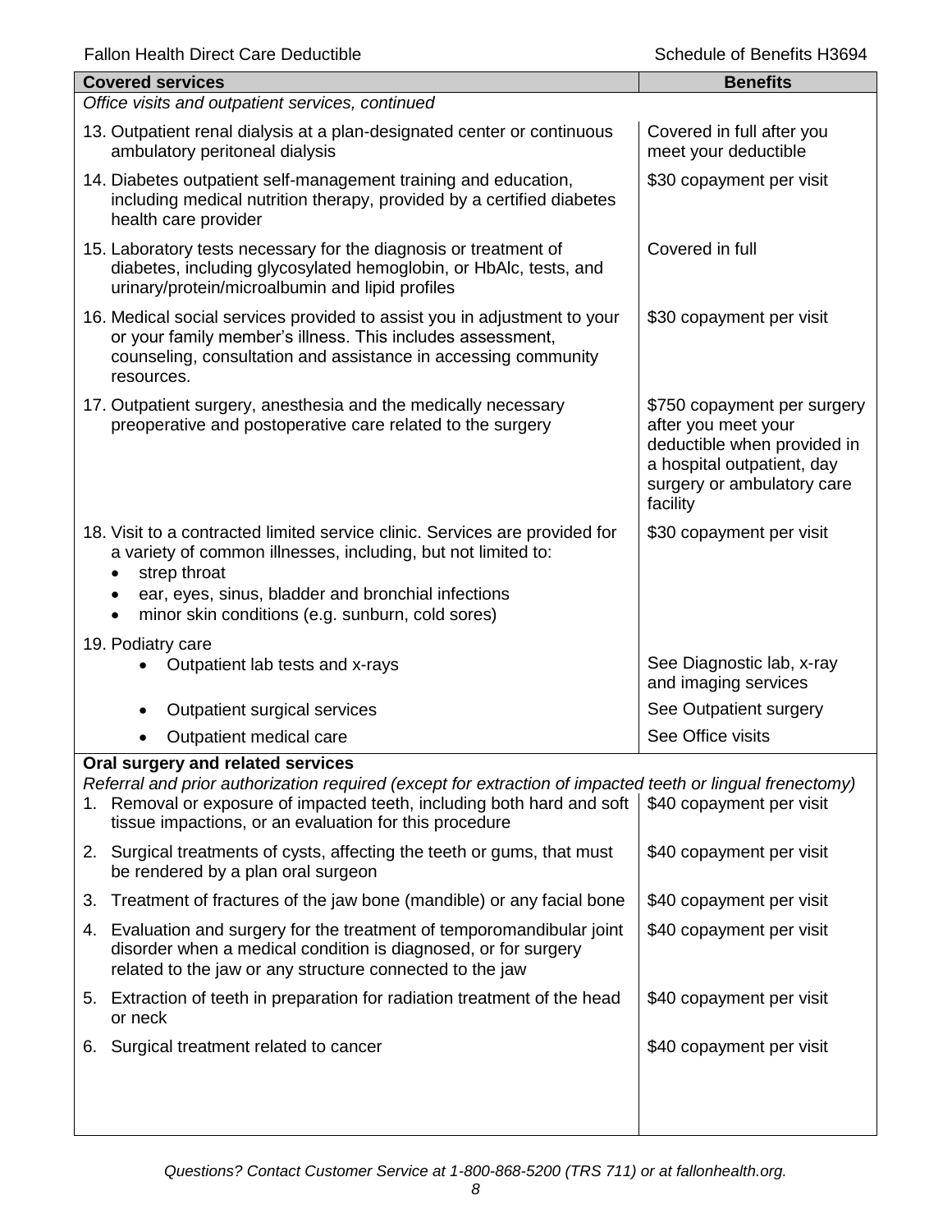| Covered services | Benefits |
|---|---|
| *Office visits and outpatient services, continued* | |
| 13. Outpatient renal dialysis at a plan-designated center or continuous ambulatory peritoneal dialysis | Covered in full after you meet your deductible |
| 14. Diabetes outpatient self-management training and education, including medical nutrition therapy, provided by a certified diabetes health care provider | $30 copayment per visit |
| 15. Laboratory tests necessary for the diagnosis or treatment of diabetes, including glycosylated hemoglobin, or HbAlc, tests, and urinary/protein/microalbumin and lipid profiles | Covered in full |
| 16. Medical social services provided to assist you in adjustment to your or your family member's illness. This includes assessment, counseling, consultation and assistance in accessing community resources. | $30 copayment per visit |
| 17. Outpatient surgery, anesthesia and the medically necessary preoperative and postoperative care related to the surgery | $750 copayment per surgery after you meet your deductible when provided in a hospital outpatient, day surgery or ambulatory care facility |
| 18. Visit to a contracted limited service clinic. Services are provided for a variety of common illnesses, including, but not limited to: <br>• strep throat <br>• ear, eyes, sinus, bladder and bronchial infections <br>• minor skin conditions (e.g. sunburn, cold sores) | $30 copayment per visit |
| 19. Podiatry care | |
| • Outpatient lab tests and x-rays | See Diagnostic lab, x-ray and imaging services |
| • Outpatient surgical services | See Outpatient surgery |
| • Outpatient medical care | See Office visits |
| **Oral surgery and related services** <br>*Referral and prior authorization required (except for extraction of impacted teeth or lingual frenectomy)* | |
| 1. Removal or exposure of impacted teeth, including both hard and soft tissue impactions, or an evaluation for this procedure | $40 copayment per visit |
| 2. Surgical treatments of cysts, affecting the teeth or gums, that must be rendered by a plan oral surgeon | $40 copayment per visit |
| 3. Treatment of fractures of the jaw bone (mandible) or any facial bone | $40 copayment per visit |
| 4. Evaluation and surgery for the treatment of temporomandibular joint disorder when a medical condition is diagnosed, or for surgery related to the jaw or any structure connected to the jaw | $40 copayment per visit |
| 5. Extraction of teeth in preparation for radiation treatment of the head or neck | $40 copayment per visit |
| 6. Surgical treatment related to cancer | $40 copayment per visit |

*Questions? Contact Customer Service at 1-800-868-5200 (TRS 711) or at fallonhealth.org.*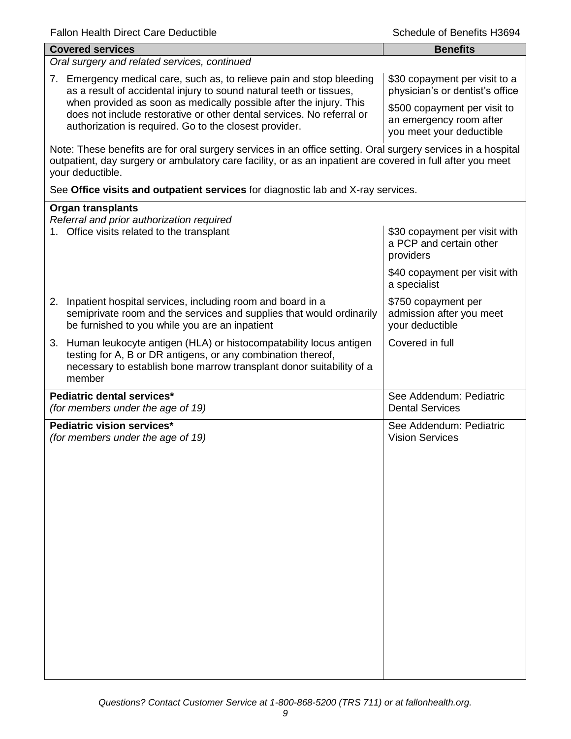| Covered services | Benefits |
| --- | --- |
| *Oral surgery and related services, continued* | |
| 7. Emergency medical care, such as, to relieve pain and stop bleeding as a result of accidental injury to sound natural teeth or tissues, when provided as soon as medically possible after the injury. This does not include restorative or other dental services. No referral or authorization is required. Go to the closest provider. | \$30 copayment per visit to a physician's or dentist's office<br><br>\$500 copayment per visit to an emergency room after you meet your deductible |
| Note: These benefits are for oral surgery services in an office setting. Oral surgery services in a hospital outpatient, day surgery or ambulatory care facility, or as an inpatient are covered in full after you meet your deductible. | |
| See **Office visits and outpatient services** for diagnostic lab and X-ray services. | |
| **Organ transplants**<br>*Referral and prior authorization required* | |
| 1. Office visits related to the transplant | \$30 copayment per visit with a PCP and certain other providers<br><br>\$40 copayment per visit with a specialist |
| 2. Inpatient hospital services, including room and board in a semiprivate room and the services and supplies that would ordinarily be furnished to you while you are an inpatient | \$750 copayment per admission after you meet your deductible |
| 3. Human leukocyte antigen (HLA) or histocompatability locus antigen testing for A, B or DR antigens, or any combination thereof, necessary to establish bone marrow transplant donor suitability of a member | Covered in full |
| **Pediatric dental services***<br>*(for members under the age of 19)* | See Addendum: Pediatric Dental Services |
| **Pediatric vision services***<br>*(for members under the age of 19)* | See Addendum: Pediatric Vision Services |

*Questions? Contact Customer Service at 1-800-868-5200 (TRS 711) or at fallonhealth.org.*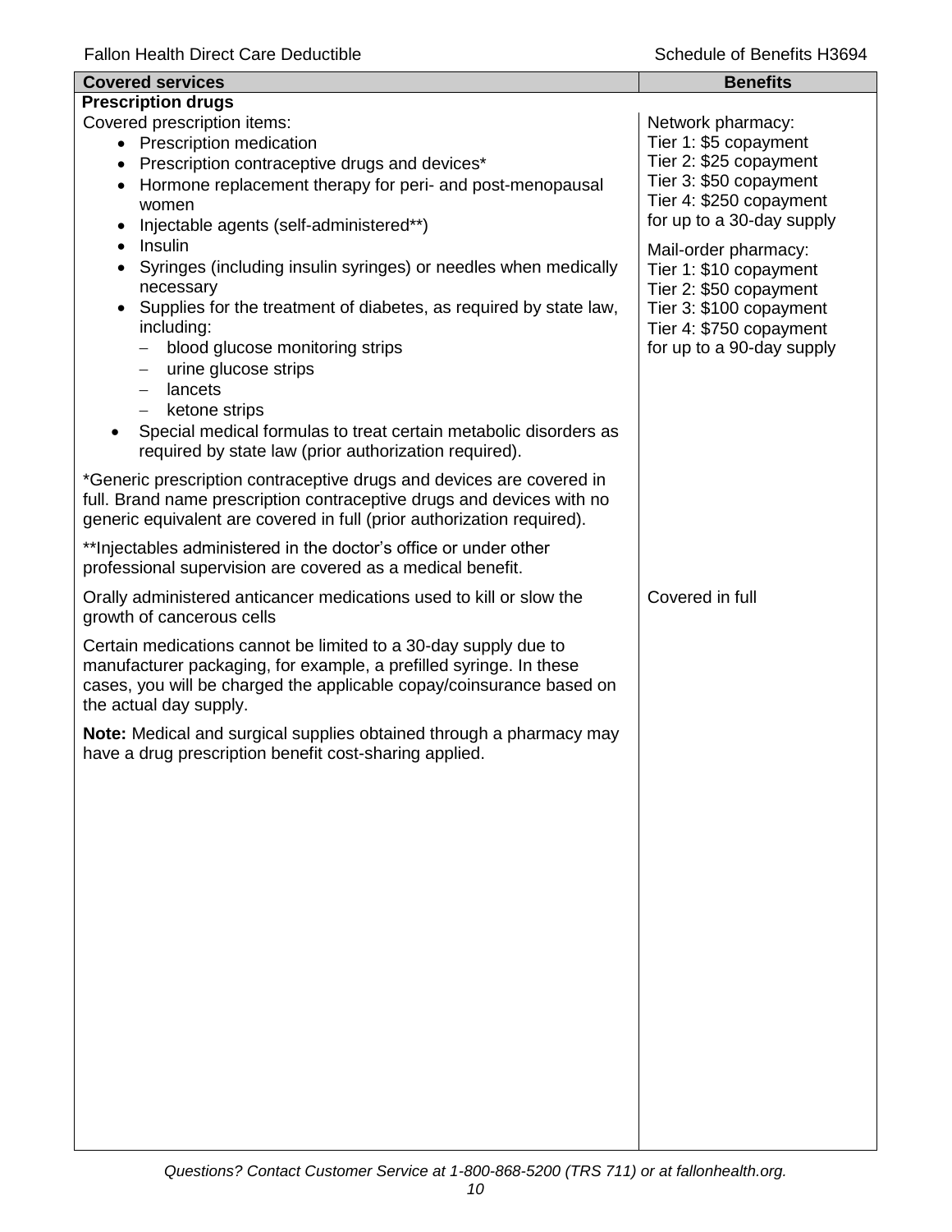| Covered services | Benefits |
|---|---|
| **Prescription drugs** | |
| Covered prescription items:<br>• Prescription medication<br>• Prescription contraceptive drugs and devices*<br>• Hormone replacement therapy for peri- and post-menopausal women<br>• Injectable agents (self-administered**)<br>• Insulin<br>• Syringes (including insulin syringes) or needles when medically necessary<br>• Supplies for the treatment of diabetes, as required by state law, including:<br>  – blood glucose monitoring strips<br>  – urine glucose strips<br>  – lancets<br>  – ketone strips<br>• Special medical formulas to treat certain metabolic disorders as required by state law (prior authorization required).<br><br>*Generic prescription contraceptive drugs and devices are covered in full. Brand name prescription contraceptive drugs and devices with no generic equivalent are covered in full (prior authorization required).<br><br>**Injectables administered in the doctor's office or under other professional supervision are covered as a medical benefit. | Network pharmacy:<br>Tier 1: $5 copayment<br>Tier 2: $25 copayment<br>Tier 3: $50 copayment<br>Tier 4: $250 copayment<br>for up to a 30-day supply<br><br>Mail-order pharmacy:<br>Tier 1: $10 copayment<br>Tier 2: $50 copayment<br>Tier 3: $100 copayment<br>Tier 4: $750 copayment<br>for up to a 90-day supply |
| Orally administered anticancer medications used to kill or slow the growth of cancerous cells<br><br>Certain medications cannot be limited to a 30-day supply due to manufacturer packaging, for example, a prefilled syringe. In these cases, you will be charged the applicable copay/coinsurance based on the actual day supply.<br><br>**Note:** Medical and surgical supplies obtained through a pharmacy may have a drug prescription benefit cost-sharing applied. | Covered in full |

*Questions? Contact Customer Service at 1-800-868-5200 (TRS 711) or at fallonhealth.org.*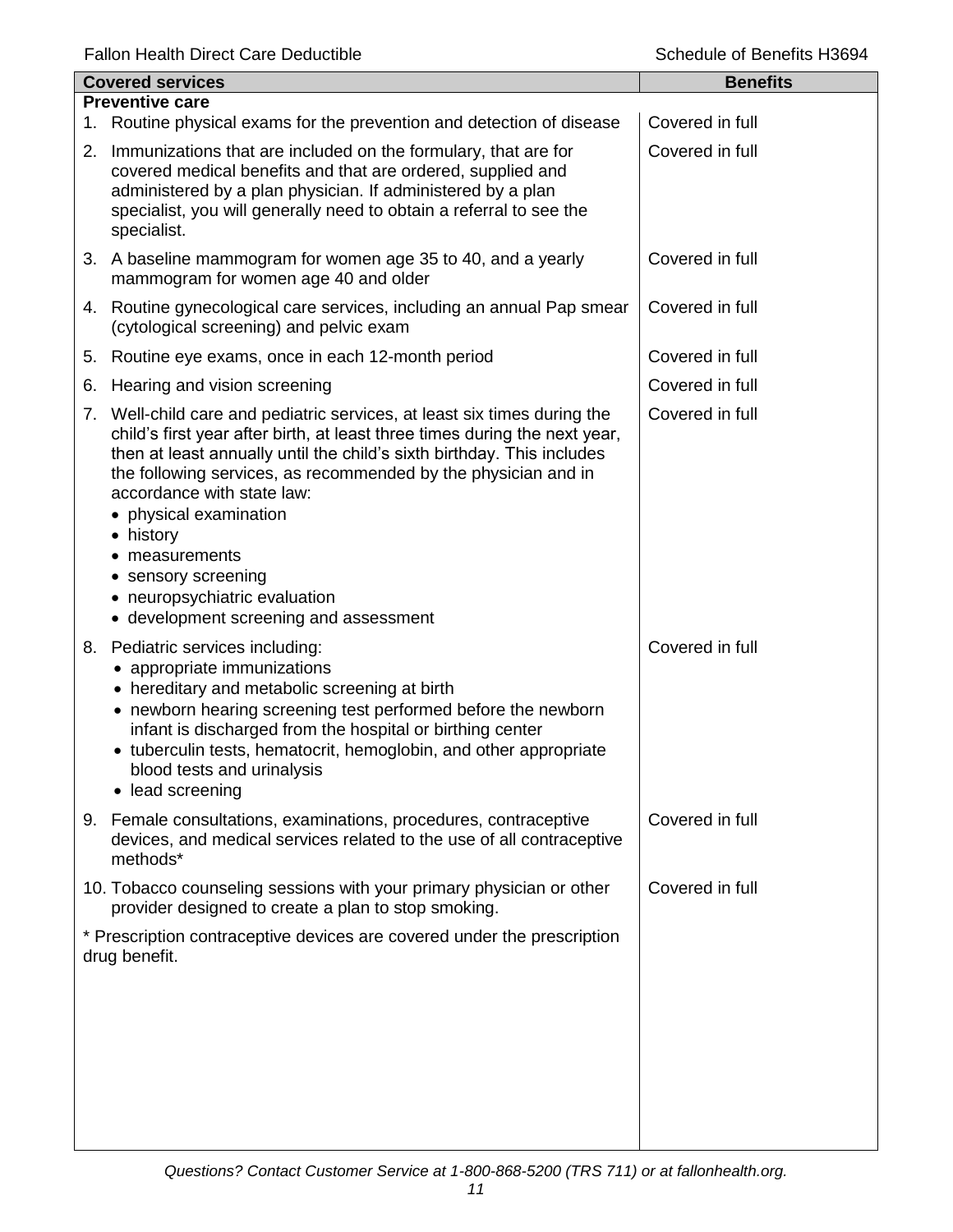| Covered services | Benefits |
| --- | --- |
| **Preventive care** | |
| 1. Routine physical exams for the prevention and detection of disease | Covered in full |
| 2. Immunizations that are included on the formulary, that are for covered medical benefits and that are ordered, supplied and administered by a plan physician. If administered by a plan specialist, you will generally need to obtain a referral to see the specialist. | Covered in full |
| 3. A baseline mammogram for women age 35 to 40, and a yearly mammogram for women age 40 and older | Covered in full |
| 4. Routine gynecological care services, including an annual Pap smear (cytological screening) and pelvic exam | Covered in full |
| 5. Routine eye exams, once in each 12-month period | Covered in full |
| 6. Hearing and vision screening | Covered in full |
| 7. Well-child care and pediatric services, at least six times during the child's first year after birth, at least three times during the next year, then at least annually until the child's sixth birthday. This includes the following services, as recommended by the physician and in accordance with state law: <br>• physical examination <br>• history <br>• measurements <br>• sensory screening <br>• neuropsychiatric evaluation <br>• development screening and assessment | Covered in full |
| 8. Pediatric services including: <br>• appropriate immunizations <br>• hereditary and metabolic screening at birth <br>• newborn hearing screening test performed before the newborn infant is discharged from the hospital or birthing center <br>• tuberculin tests, hematocrit, hemoglobin, and other appropriate blood tests and urinalysis <br>• lead screening | Covered in full |
| 9. Female consultations, examinations, procedures, contraceptive devices, and medical services related to the use of all contraceptive methods* | Covered in full |
| 10. Tobacco counseling sessions with your primary physician or other provider designed to create a plan to stop smoking. | Covered in full |
| * Prescription contraceptive devices are covered under the prescription drug benefit. | |

*Questions? Contact Customer Service at 1-800-868-5200 (TRS 711) or at fallonhealth.org.*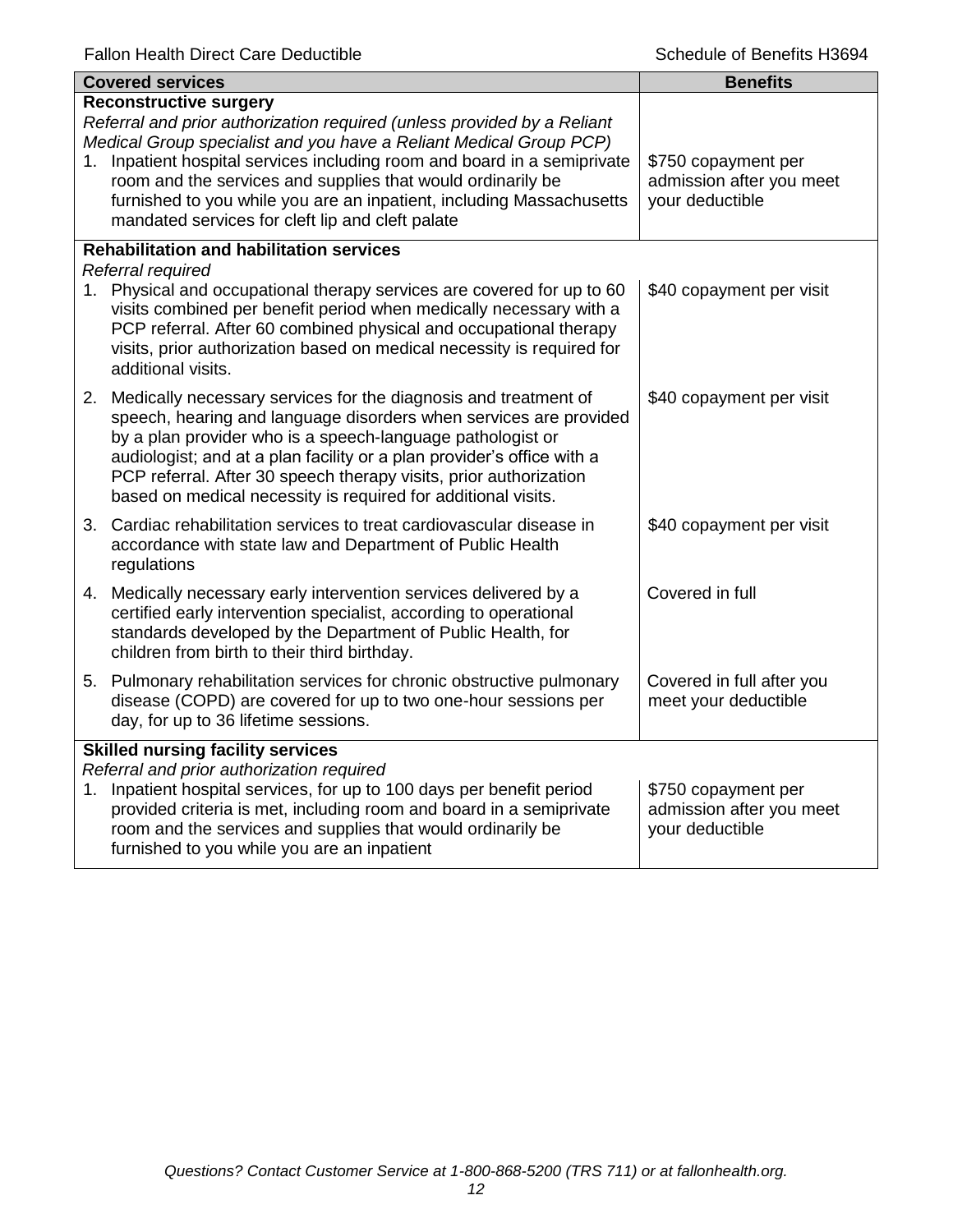| Covered services | Benefits |
|---|---|
| **Reconstructive surgery**<br>*Referral and prior authorization required (unless provided by a Reliant Medical Group specialist and you have a Reliant Medical Group PCP)*<br>1. Inpatient hospital services including room and board in a semiprivate room and the services and supplies that would ordinarily be furnished to you while you are an inpatient, including Massachusetts mandated services for cleft lip and cleft palate | $750 copayment per admission after you meet your deductible |
| **Rehabilitation and habilitation services**<br>*Referral required* | |
| 1. Physical and occupational therapy services are covered for up to 60 visits combined per benefit period when medically necessary with a PCP referral. After 60 combined physical and occupational therapy visits, prior authorization based on medical necessity is required for additional visits. | $40 copayment per visit |
| 2. Medically necessary services for the diagnosis and treatment of speech, hearing and language disorders when services are provided by a plan provider who is a speech-language pathologist or audiologist; and at a plan facility or a plan provider's office with a PCP referral. After 30 speech therapy visits, prior authorization based on medical necessity is required for additional visits. | $40 copayment per visit |
| 3. Cardiac rehabilitation services to treat cardiovascular disease in accordance with state law and Department of Public Health regulations | $40 copayment per visit |
| 4. Medically necessary early intervention services delivered by a certified early intervention specialist, according to operational standards developed by the Department of Public Health, for children from birth to their third birthday. | Covered in full |
| 5. Pulmonary rehabilitation services for chronic obstructive pulmonary disease (COPD) are covered for up to two one-hour sessions per day, for up to 36 lifetime sessions. | Covered in full after you meet your deductible |
| **Skilled nursing facility services**<br>*Referral and prior authorization required*<br>1. Inpatient hospital services, for up to 100 days per benefit period provided criteria is met, including room and board in a semiprivate room and the services and supplies that would ordinarily be furnished to you while you are an inpatient | $750 copayment per admission after you meet your deductible |

*Questions? Contact Customer Service at 1-800-868-5200 (TRS 711) or at fallonhealth.org.*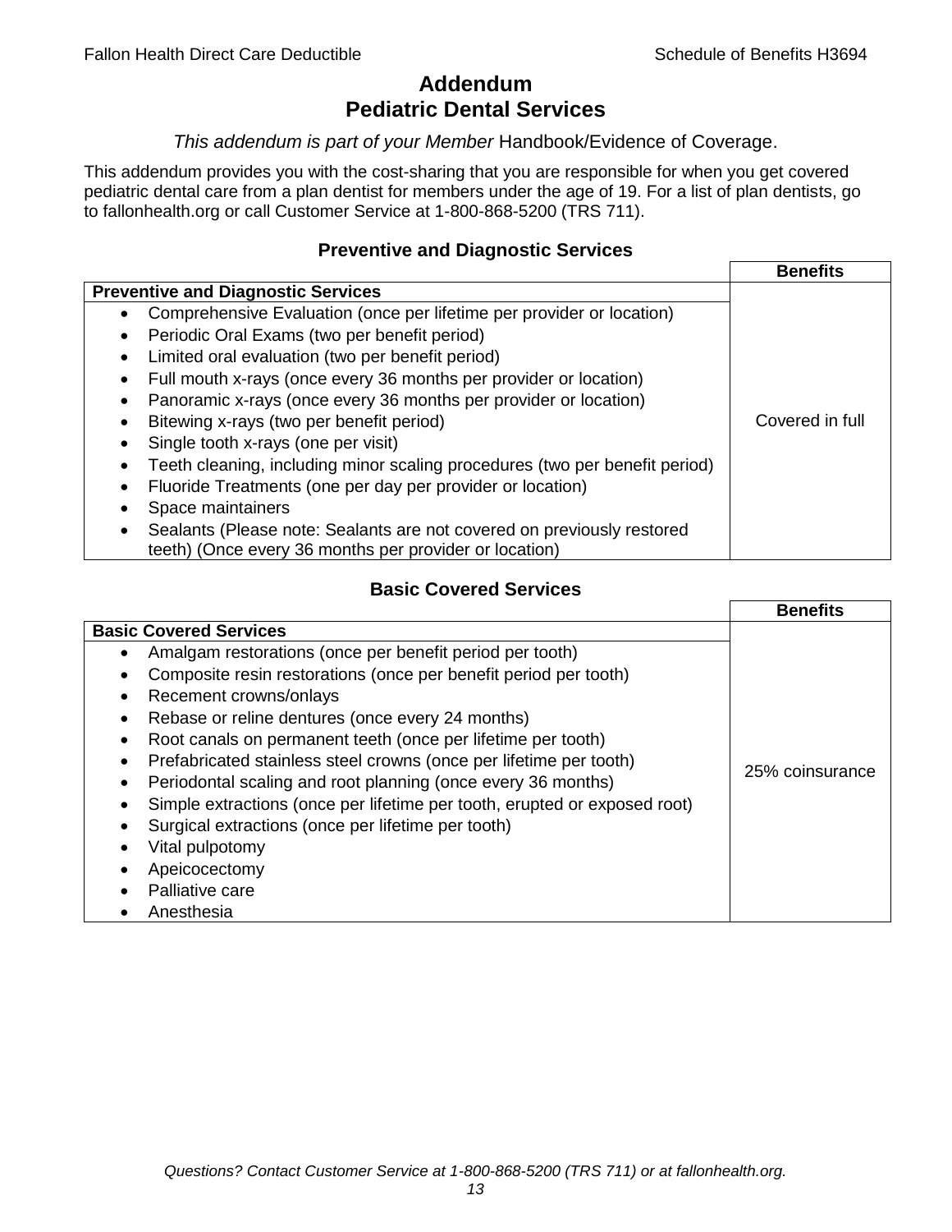# Addendum
# Pediatric Dental Services

*This addendum is part of your Member* Handbook/Evidence of Coverage.

This addendum provides you with the cost-sharing that you are responsible for when you get covered pediatric dental care from a plan dentist for members under the age of 19. For a list of plan dentists, go to fallonhealth.org or call Customer Service at 1-800-868-5200 (TRS 711).

### Preventive and Diagnostic Services

| **Preventive and Diagnostic Services** | **Benefits** |
|---|---|
| • Comprehensive Evaluation (once per lifetime per provider or location)<br>• Periodic Oral Exams (two per benefit period)<br>• Limited oral evaluation (two per benefit period)<br>• Full mouth x-rays (once every 36 months per provider or location)<br>• Panoramic x-rays (once every 36 months per provider or location)<br>• Bitewing x-rays (two per benefit period)<br>• Single tooth x-rays (one per visit)<br>• Teeth cleaning, including minor scaling procedures (two per benefit period)<br>• Fluoride Treatments (one per day per provider or location)<br>• Space maintainers<br>• Sealants (Please note: Sealants are not covered on previously restored teeth) (Once every 36 months per provider or location) | Covered in full |

### Basic Covered Services

| **Basic Covered Services** | **Benefits** |
|---|---|
| • Amalgam restorations (once per benefit period per tooth)<br>• Composite resin restorations (once per benefit period per tooth)<br>• Recement crowns/onlays<br>• Rebase or reline dentures (once every 24 months)<br>• Root canals on permanent teeth (once per lifetime per tooth)<br>• Prefabricated stainless steel crowns (once per lifetime per tooth)<br>• Periodontal scaling and root planning (once every 36 months)<br>• Simple extractions (once per lifetime per tooth, erupted or exposed root)<br>• Surgical extractions (once per lifetime per tooth)<br>• Vital pulpotomy<br>• Apeicocectomy<br>• Palliative care<br>• Anesthesia | 25% coinsurance |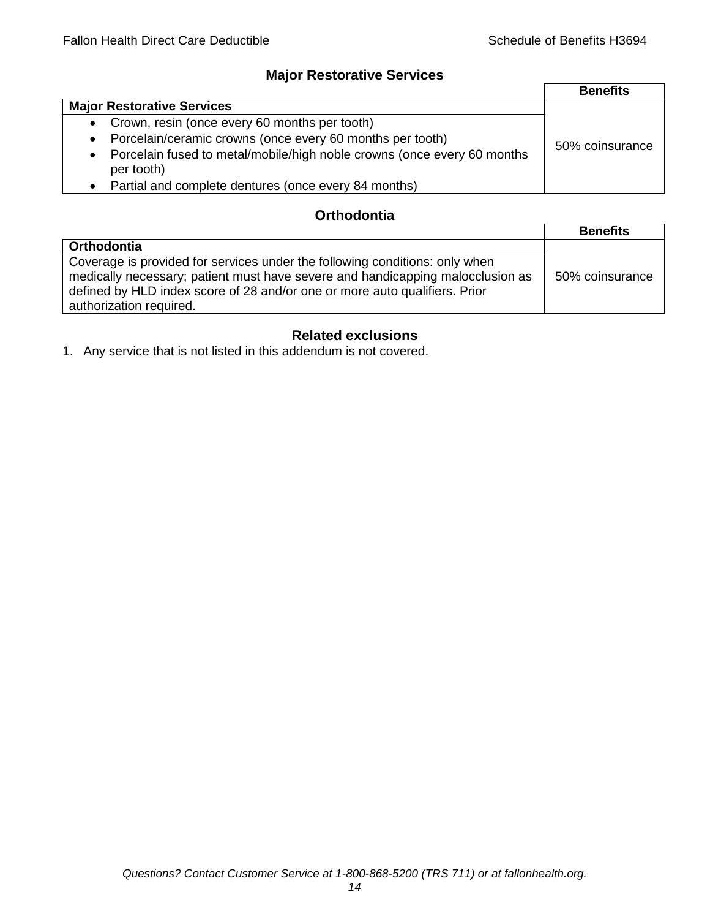## Major Restorative Services

| | Benefits |
|---|---|
| **Major Restorative Services** | |
| • Crown, resin (once every 60 months per tooth)<br>• Porcelain/ceramic crowns (once every 60 months per tooth)<br>• Porcelain fused to metal/mobile/high noble crowns (once every 60 months per tooth)<br>• Partial and complete dentures (once every 84 months) | 50% coinsurance |

## Orthodontia

| | Benefits |
|---|---|
| **Orthodontia** | |
| Coverage is provided for services under the following conditions: only when medically necessary; patient must have severe and handicapping malocclusion as defined by HLD index score of 28 and/or one or more auto qualifiers. Prior authorization required. | 50% coinsurance |

## Related exclusions

1. Any service that is not listed in this addendum is not covered.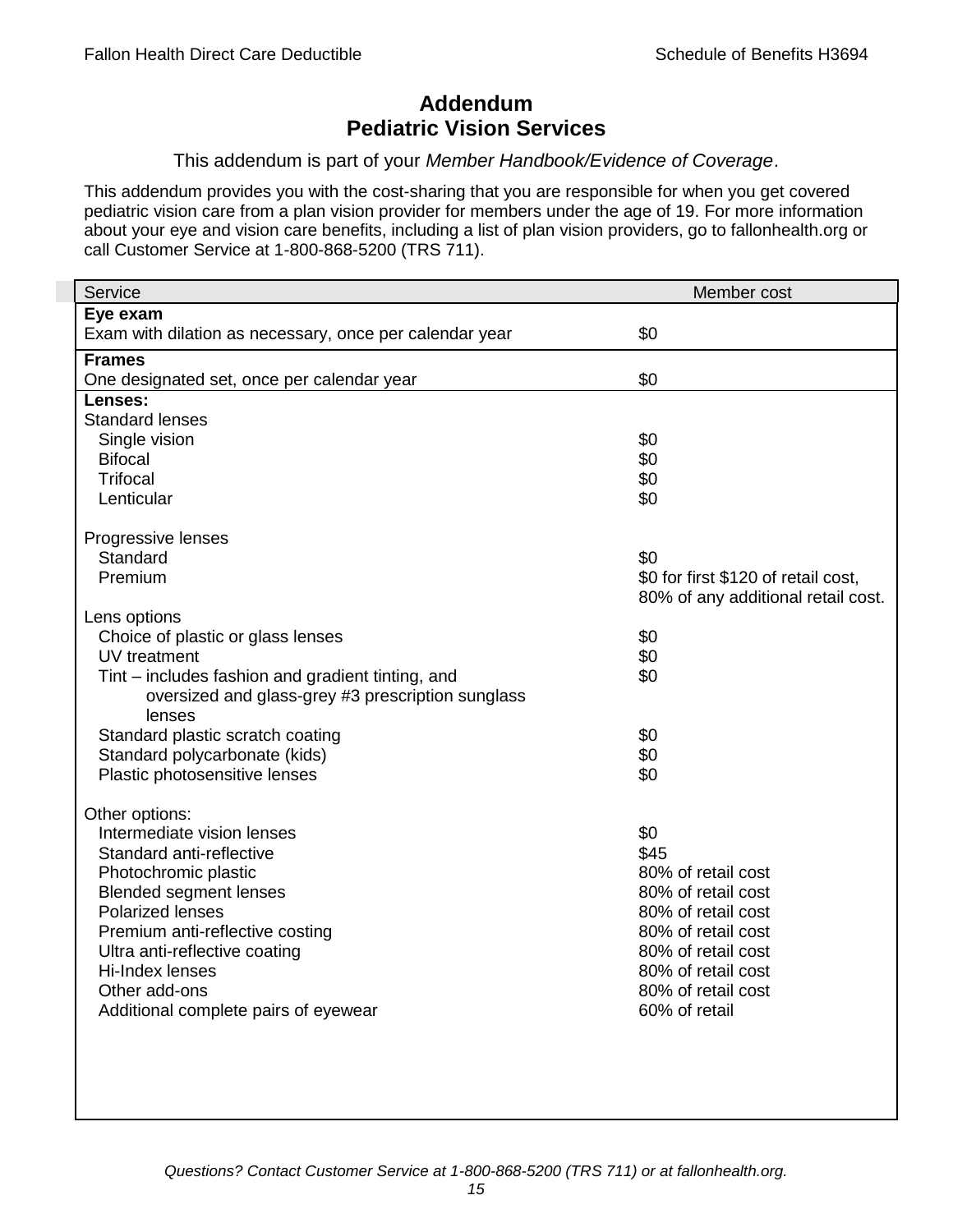# Addendum
# Pediatric Vision Services

This addendum is part of your *Member Handbook/Evidence of Coverage*.

This addendum provides you with the cost-sharing that you are responsible for when you get covered pediatric vision care from a plan vision provider for members under the age of 19. For more information about your eye and vision care benefits, including a list of plan vision providers, go to fallonhealth.org or call Customer Service at 1-800-868-5200 (TRS 711).

| Service | Member cost |
|---|---|
| **Eye exam** | |
| Exam with dilation as necessary, once per calendar year | $0 |
| **Frames** | |
| One designated set, once per calendar year | $0 |
| **Lenses:** | |
| Standard lenses | |
| Single vision | $0 |
| Bifocal | $0 |
| Trifocal | $0 |
| Lenticular | $0 |
| Progressive lenses | |
| Standard | $0 |
| Premium | $0 for first $120 of retail cost, 80% of any additional retail cost. |
| Lens options | |
| Choice of plastic or glass lenses | $0 |
| UV treatment | $0 |
| Tint – includes fashion and gradient tinting, and oversized and glass-grey #3 prescription sunglass lenses | $0 |
| Standard plastic scratch coating | $0 |
| Standard polycarbonate (kids) | $0 |
| Plastic photosensitive lenses | $0 |
| Other options: | |
| Intermediate vision lenses | $0 |
| Standard anti-reflective | $45 |
| Photochromic plastic | 80% of retail cost |
| Blended segment lenses | 80% of retail cost |
| Polarized lenses | 80% of retail cost |
| Premium anti-reflective costing | 80% of retail cost |
| Ultra anti-reflective coating | 80% of retail cost |
| Hi-Index lenses | 80% of retail cost |
| Other add-ons | 80% of retail cost |
| Additional complete pairs of eyewear | 60% of retail |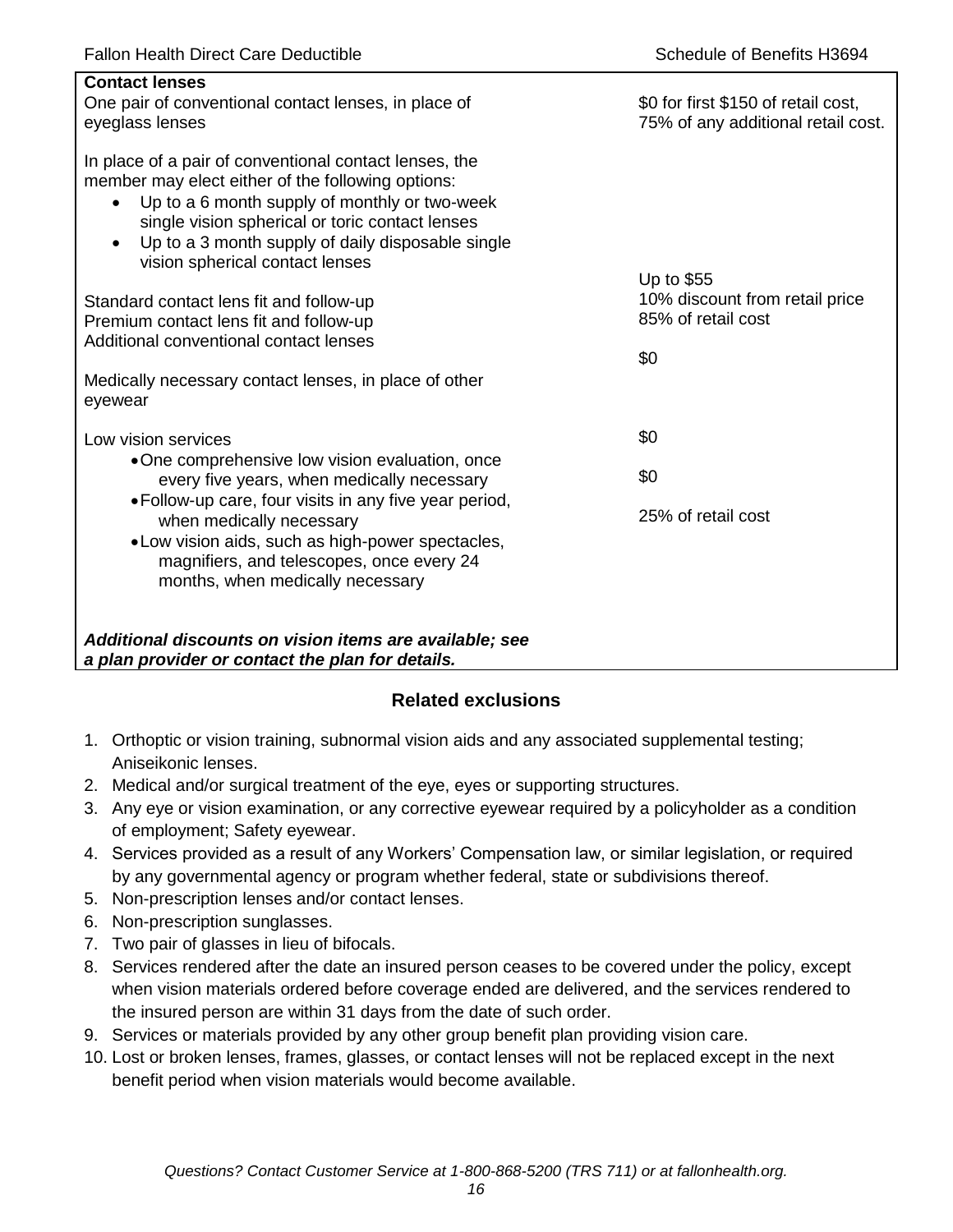| **Contact lenses** | |
| --- | --- |
| One pair of conventional contact lenses, in place of eyeglass lenses | $0 for first $150 of retail cost, 75% of any additional retail cost. |
| In place of a pair of conventional contact lenses, the member may elect either of the following options:<br>• Up to a 6 month supply of monthly or two-week single vision spherical or toric contact lenses<br>• Up to a 3 month supply of daily disposable single vision spherical contact lenses | |
| Standard contact lens fit and follow-up | Up to $55 |
| Premium contact lens fit and follow-up | 10% discount from retail price |
| Additional conventional contact lenses | 85% of retail cost |
| Medically necessary contact lenses, in place of other eyewear | $0 |
| Low vision services | |
| • One comprehensive low vision evaluation, once every five years, when medically necessary | $0 |
| • Follow-up care, four visits in any five year period, when medically necessary | $0 |
| • Low vision aids, such as high-power spectacles, magnifiers, and telescopes, once every 24 months, when medically necessary | 25% of retail cost |
| ***Additional discounts on vision items are available; see a plan provider or contact the plan for details.*** | |

## Related exclusions

1. Orthoptic or vision training, subnormal vision aids and any associated supplemental testing; Aniseikonic lenses.
2. Medical and/or surgical treatment of the eye, eyes or supporting structures.
3. Any eye or vision examination, or any corrective eyewear required by a policyholder as a condition of employment; Safety eyewear.
4. Services provided as a result of any Workers' Compensation law, or similar legislation, or required by any governmental agency or program whether federal, state or subdivisions thereof.
5. Non-prescription lenses and/or contact lenses.
6. Non-prescription sunglasses.
7. Two pair of glasses in lieu of bifocals.
8. Services rendered after the date an insured person ceases to be covered under the policy, except when vision materials ordered before coverage ended are delivered, and the services rendered to the insured person are within 31 days from the date of such order.
9. Services or materials provided by any other group benefit plan providing vision care.
10. Lost or broken lenses, frames, glasses, or contact lenses will not be replaced except in the next benefit period when vision materials would become available.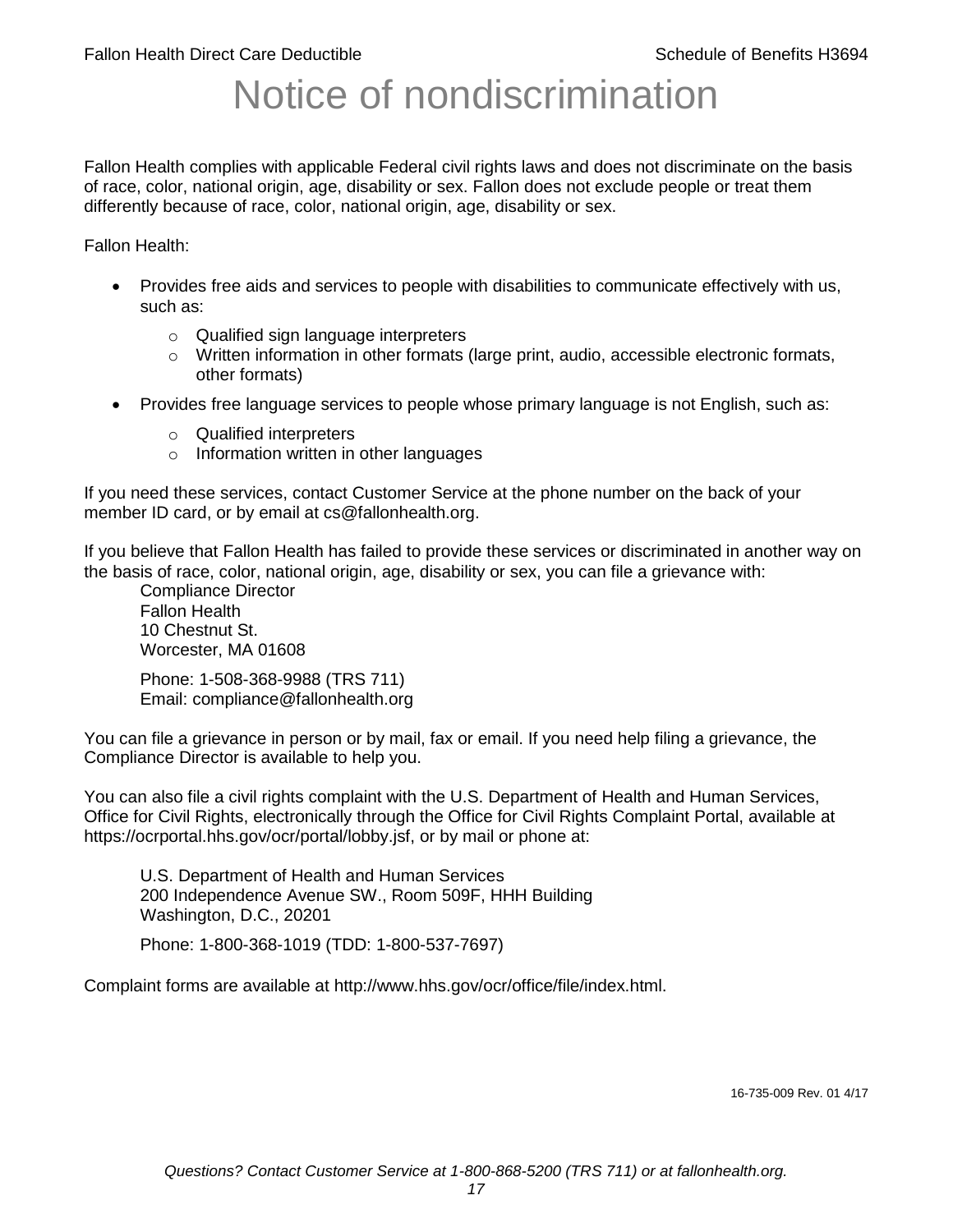# Notice of nondiscrimination

Fallon Health complies with applicable Federal civil rights laws and does not discriminate on the basis of race, color, national origin, age, disability or sex. Fallon does not exclude people or treat them differently because of race, color, national origin, age, disability or sex.

Fallon Health:

- Provides free aids and services to people with disabilities to communicate effectively with us, such as:
  - Qualified sign language interpreters
  - Written information in other formats (large print, audio, accessible electronic formats, other formats)
- Provides free language services to people whose primary language is not English, such as:
  - Qualified interpreters
  - Information written in other languages

If you need these services, contact Customer Service at the phone number on the back of your member ID card, or by email at cs@fallonhealth.org.

If you believe that Fallon Health has failed to provide these services or discriminated in another way on the basis of race, color, national origin, age, disability or sex, you can file a grievance with:

Compliance Director
Fallon Health
10 Chestnut St.
Worcester, MA 01608

Phone: 1-508-368-9988 (TRS 711)
Email: compliance@fallonhealth.org

You can file a grievance in person or by mail, fax or email. If you need help filing a grievance, the Compliance Director is available to help you.

You can also file a civil rights complaint with the U.S. Department of Health and Human Services, Office for Civil Rights, electronically through the Office for Civil Rights Complaint Portal, available at https://ocrportal.hhs.gov/ocr/portal/lobby.jsf, or by mail or phone at:

U.S. Department of Health and Human Services
200 Independence Avenue SW., Room 509F, HHH Building
Washington, D.C., 20201

Phone: 1-800-368-1019 (TDD: 1-800-537-7697)

Complaint forms are available at http://www.hhs.gov/ocr/office/file/index.html.

16-735-009 Rev. 01 4/17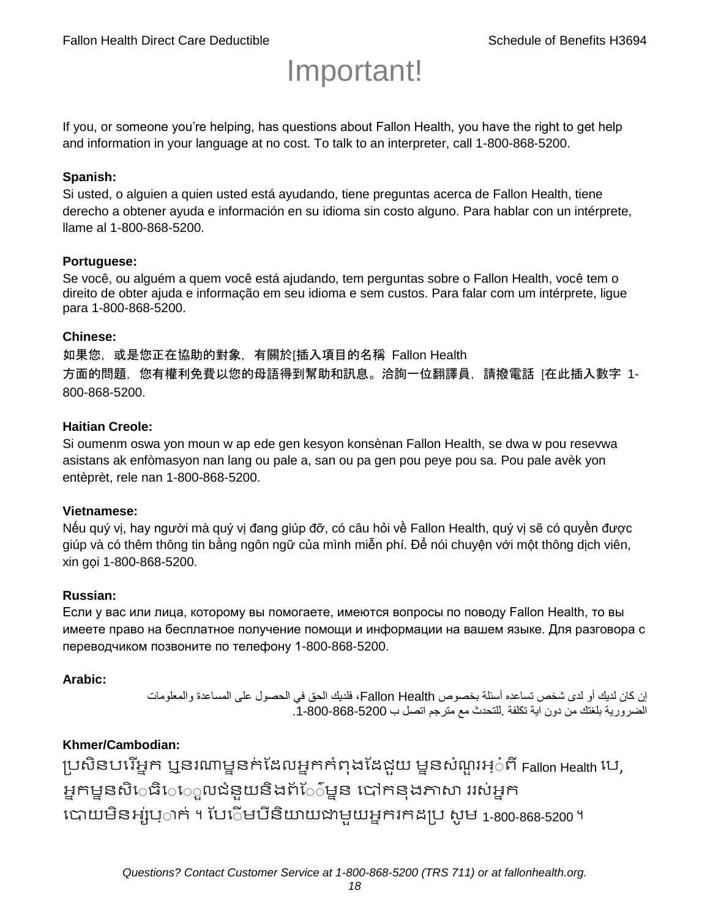# Important!

If you, or someone you're helping, has questions about Fallon Health, you have the right to get help and information in your language at no cost. To talk to an interpreter, call 1-800-868-5200.

**Spanish:**
Si usted, o alguien a quien usted está ayudando, tiene preguntas acerca de Fallon Health, tiene derecho a obtener ayuda e información en su idioma sin costo alguno. Para hablar con un intérprete, llame al 1-800-868-5200.

**Portuguese:**
Se você, ou alguém a quem você está ajudando, tem perguntas sobre o Fallon Health, você tem o direito de obter ajuda e informação em seu idioma e sem custos. Para falar com um intérprete, ligue para 1-800-868-5200.

**Chinese:**
如果您，或是您正在協助的對象，有關於[插入項目的名稱 Fallon Health 方面的問題，您有權利免費以您的母語得到幫助和訊息。洽詢一位翻譯員，請撥電話 [在此插入數字 1-800-868-5200.

**Haitian Creole:**
Si oumenm oswa yon moun w ap ede gen kesyon konsènan Fallon Health, se dwa w pou resevwa asistans ak enfòmasyon nan lang ou pale a, san ou pa gen pou peye pou sa. Pou pale avèk yon entèprèt, rele nan 1-800-868-5200.

**Vietnamese:**
Nếu quý vị, hay người mà quý vị đang giúp đỡ, có câu hỏi về Fallon Health, quý vị sẽ có quyền được giúp và có thêm thông tin bằng ngôn ngữ của mình miễn phí. Để nói chuyện với một thông dịch viên, xin gọi 1-800-868-5200.

**Russian:**
Если у вас или лица, которому вы помогаете, имеются вопросы по поводу Fallon Health, то вы имеете право на бесплатное получение помощи и информации на вашем языке. Для разговора с переводчиком позвоните по телефону 1-800-868-5200.

**Arabic:**
إن كان لديك أو لدى شخص تساعده أسئلة بخصوص Fallon Health، فلديك الحق في الحصول على المساعدة والمعلومات الضرورية بلغتك من دون اية تكلفة .للتحدث مع مترجم اتصل ب 1-800-868-5200.

**Khmer/Cambodian:**
ប្រសិនបរើអ្នក ឬនរណាម្នាក់ដែលអ្នកកំពុងដែជួយ ម្នានសំណួរអ្ំពី Fallon Health បេ, អ្នកម្នានសិេធិេេួលជំនួយនិងព័ែ៌ម្នាន បៅកនុងភាសា ររស់អ្នក បោយមិនអ្ស់បុ្ាក់ ។ បែេិមបីនិយាយជាមួយអ្នករកដប្រ សូម 1-800-868-5200 ។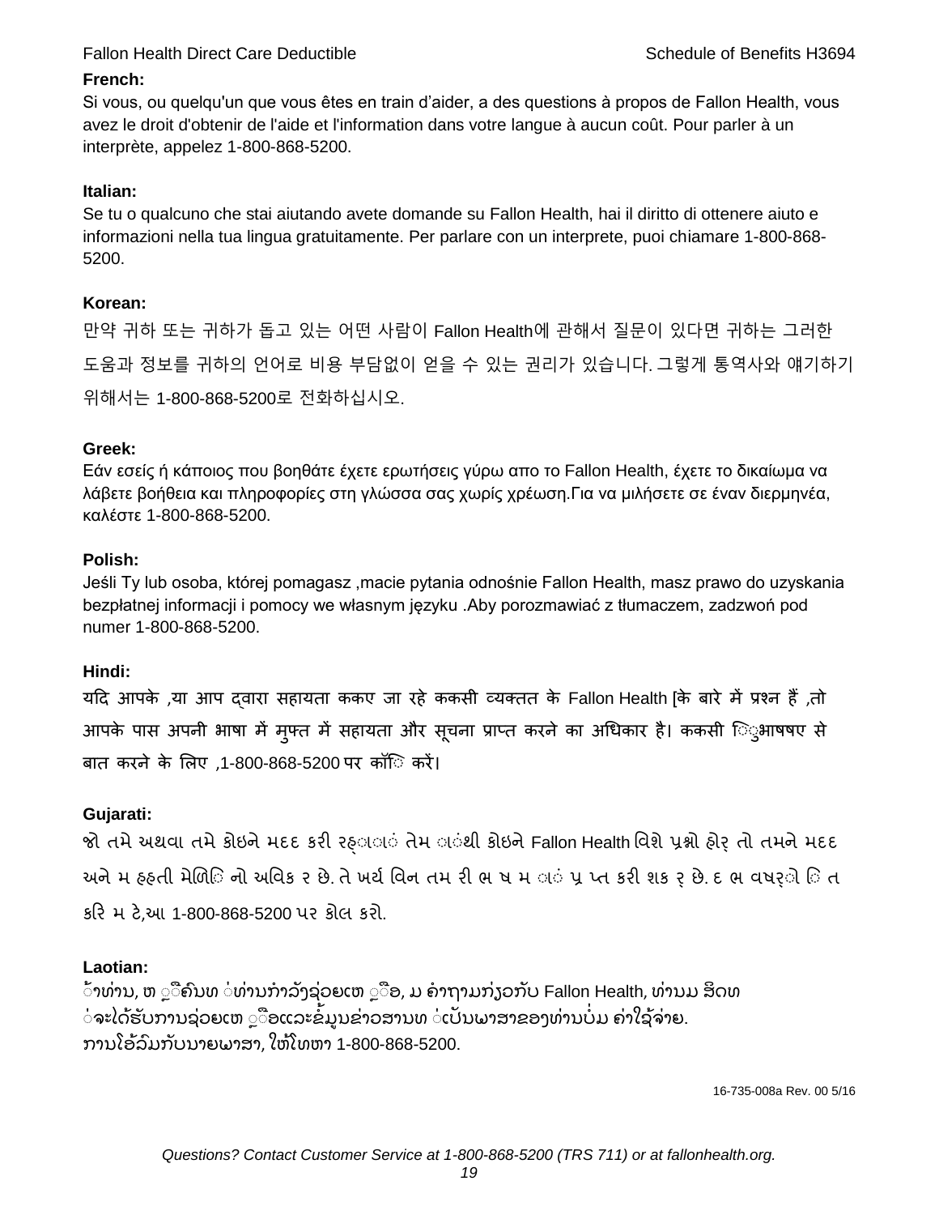**French:**

Si vous, ou quelqu'un que vous êtes en train d'aider, a des questions à propos de Fallon Health, vous avez le droit d'obtenir de l'aide et l'information dans votre langue à aucun coût. Pour parler à un interprète, appelez 1-800-868-5200.

**Italian:**

Se tu o qualcuno che stai aiutando avete domande su Fallon Health, hai il diritto di ottenere aiuto e informazioni nella tua lingua gratuitamente. Per parlare con un interprete, puoi chiamare 1-800-868-5200.

**Korean:**

만약 귀하 또는 귀하가 돕고 있는 어떤 사람이 Fallon Health에 관해서 질문이 있다면 귀하는 그러한 도움과 정보를 귀하의 언어로 비용 부담없이 얻을 수 있는 권리가 있습니다. 그렇게 통역사와 얘기하기 위해서는 1-800-868-5200로 전화하십시오.

**Greek:**

Εάν εσείς ή κάποιος που βοηθάτε έχετε ερωτήσεις γύρω απο το Fallon Health, έχετε το δικαίωμα να λάβετε βοήθεια και πληροφορίες στη γλώσσα σας χωρίς χρέωση.Για να μιλήσετε σε έναν διερμηνέα, καλέστε 1-800-868-5200.

**Polish:**

Jeśli Ty lub osoba, której pomagasz ,macie pytania odnośnie Fallon Health, masz prawo do uzyskania bezpłatnej informacji i pomocy we własnym języku .Aby porozmawiać z tłumaczem, zadzwoń pod numer 1-800-868-5200.

**Hindi:**

यदि आपके ,या आप द्वारा सहायता ककए जा रहे ककसी व्यक्तत के Fallon Health [के बारे में प्रश्न हैं ,तो आपके पास अपनी भाषा में मुफ्त में सहायता और सूचना प्राप्त करने का अधिकार है। ककसी िुभाषषए से बात करने के लिए ,1-800-868-5200 पर कॉि करें।

**Gujarati:**

જો તમે અથવા તમે કોઇને મદદ કરી રહ્યાં તેમ ાંથી કોઇને Fallon Health વિશે પ્રશ્નો હોર્ તો તમને મદદ અને મ હહતી મેળિિ નો અવિક ર છે. તે ખર્ચ વિન તમ રી ભ ષ મ ાં પ્ર પ્ત કરી શક ર્ છે. દ ભ વષર્ો િ ત કરિ મ ટે,આ 1-800-868-5200 પર કોલ કરો.

**Laotian:**

ຖ້າທ່ານ, ຫ ຼືຄົນທ ່ທ່ານກໍາລັງຊ່ວຍເຫ ຼືອ, ມ ຄໍາຖາມກ່ຽວກັບ Fallon Health, ທ່ານມ ສິດທ ່ຈະໄດ້ຮັບການຊ່ວຍເຫ ຼືອແລະຂໍ້ມູນຂ່າວສານທ ່ເປັນພາສາຂອງທ່ານບໍ່ມ ຄ່າໃຊ້ຈ່າຍ. ການໂອ້ລົມກັບນາຍພາສາ, ໃຫ້ໂທຫາ 1-800-868-5200.

16-735-008a Rev. 00 5/16